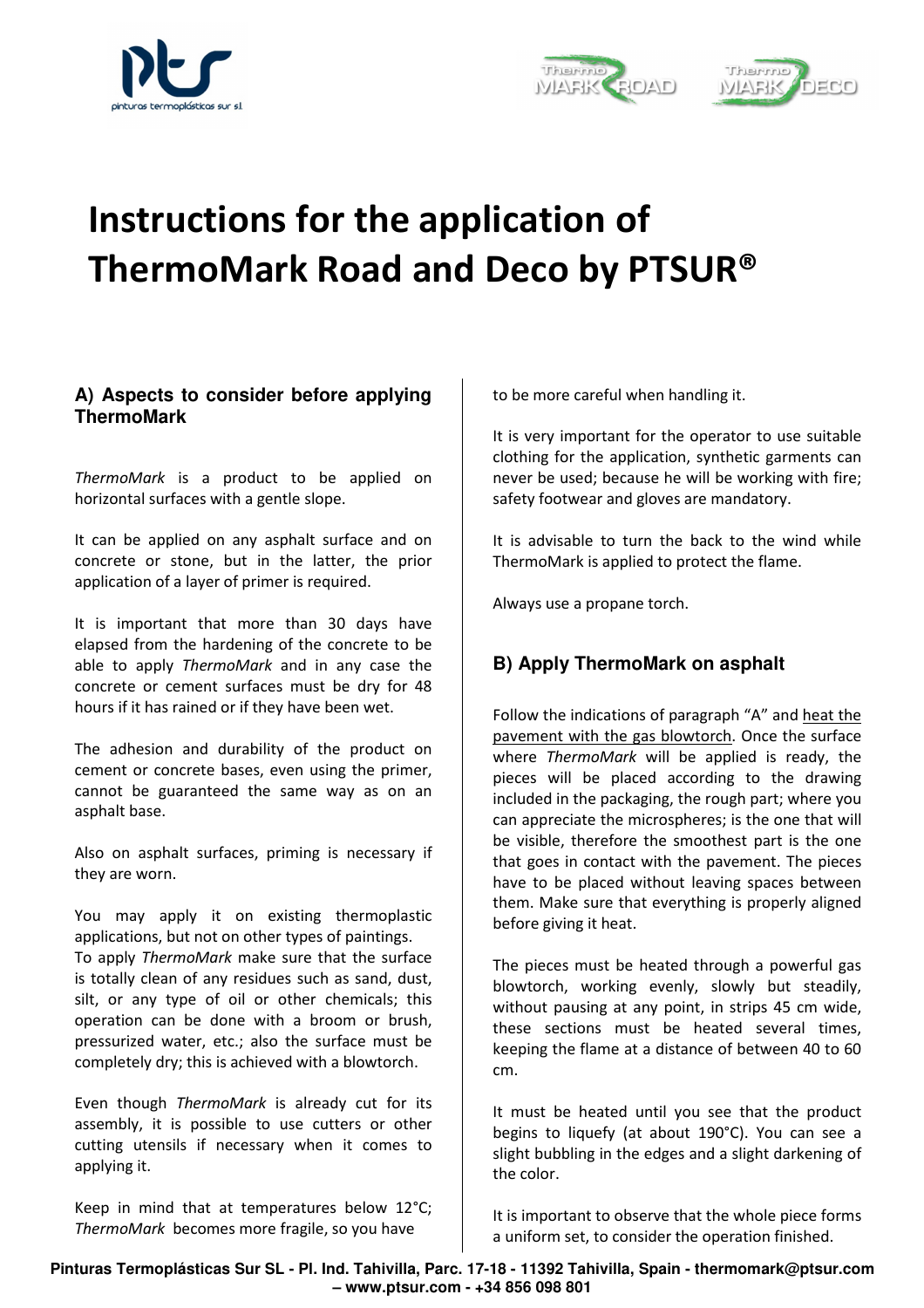# Instructions for the application of ThermoMark Road and Deco by PTSUR®

## A) Aspects to consider before applying ThermoMark

*ThermoMark* is a product to be applied on horizontal surfaces with a gentle slope.

It can be applied on any asphalt surface and on concrete or stone, but in the latter, the prior application of a layer of primer is required.

It is important that more than 30 days have elapsed from the hardening of the concrete to be able to apply *ThermoMark* and in any case the concrete or cement surfaces must be dry for 48 hours if it has rained or if they have been wet.

The adhesion and durability of the product on cement or concrete bases, even using the primer, cannot be guaranteed the same way as on an asphalt base.

Also on asphalt surfaces, priming is necessary if they are worn.

You may apply it on existing thermoplastic applications, but not on other types of paintings.
To apply *ThermoMark* make sure that the surface is totally clean of any residues such as sand, dust, silt, or any type of oil or other chemicals; this operation can be done with a broom or brush, pressurized water, etc.; also the surface must be completely dry; this is achieved with a blowtorch.

Even though *ThermoMark* is already cut for its assembly, it is possible to use cutters or other cutting utensils if necessary when it comes to applying it.

Keep in mind that at temperatures below 12°C; *ThermoMark* becomes more fragile, so you have to be more careful when handling it.

It is very important for the operator to use suitable clothing for the application, synthetic garments can never be used; because he will be working with fire; safety footwear and gloves are mandatory.

It is advisable to turn the back to the wind while ThermoMark is applied to protect the flame.

Always use a propane torch.

## B) Apply ThermoMark on asphalt

Follow the indications of paragraph "A" and heat the pavement with the gas blowtorch. Once the surface where *ThermoMark* will be applied is ready, the pieces will be placed according to the drawing included in the packaging, the rough part; where you can appreciate the microspheres; is the one that will be visible, therefore the smoothest part is the one that goes in contact with the pavement. The pieces have to be placed without leaving spaces between them. Make sure that everything is properly aligned before giving it heat.

The pieces must be heated through a powerful gas blowtorch, working evenly, slowly but steadily, without pausing at any point, in strips 45 cm wide, these sections must be heated several times, keeping the flame at a distance of between 40 to 60 cm.

It must be heated until you see that the product begins to liquefy (at about 190°C). You can see a slight bubbling in the edges and a slight darkening of the color.

It is important to observe that the whole piece forms a uniform set, to consider the operation finished.

**Pinturas Termoplásticas Sur SL - Pl. Ind. Tahivilla, Parc. 17-18 - 11392 Tahivilla, Spain - thermomark@ptsur.com – www.ptsur.com - +34 856 098 801**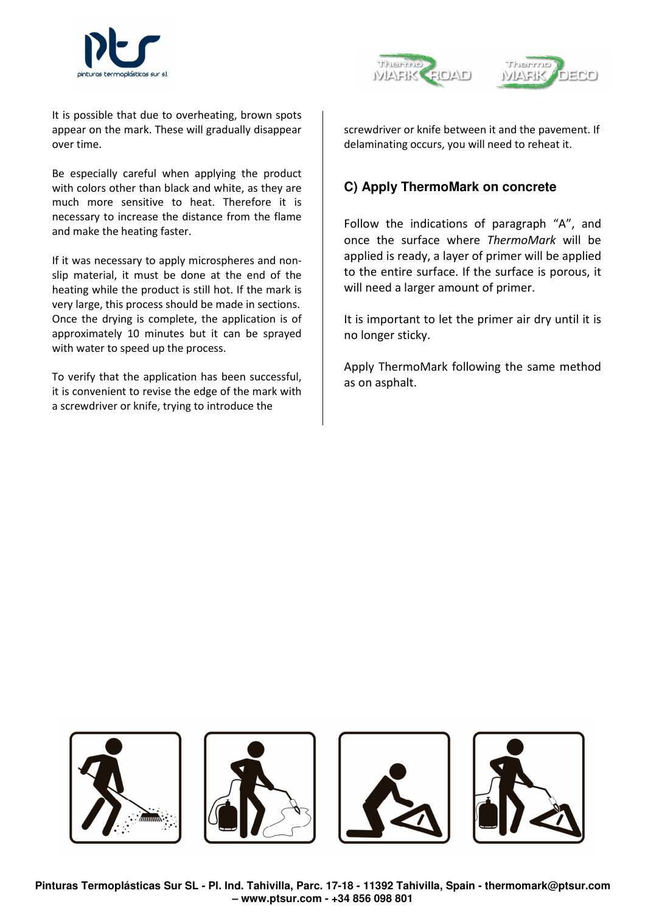It is possible that due to overheating, brown spots appear on the mark. These will gradually disappear over time.

Be especially careful when applying the product with colors other than black and white, as they are much more sensitive to heat. Therefore it is necessary to increase the distance from the flame and make the heating faster.

If it was necessary to apply microspheres and non-slip material, it must be done at the end of the heating while the product is still hot. If the mark is very large, this process should be made in sections. Once the drying is complete, the application is of approximately 10 minutes but it can be sprayed with water to speed up the process.

To verify that the application has been successful, it is convenient to revise the edge of the mark with a screwdriver or knife, trying to introduce the screwdriver or knife between it and the pavement. If delaminating occurs, you will need to reheat it.

## C) Apply ThermoMark on concrete

Follow the indications of paragraph "A", and once the surface where *ThermoMark* will be applied is ready, a layer of primer will be applied to the entire surface. If the surface is porous, it will need a larger amount of primer.

It is important to let the primer air dry until it is no longer sticky.

Apply ThermoMark following the same method as on asphalt.

**Pinturas Termoplásticas Sur SL - Pl. Ind. Tahivilla, Parc. 17-18 - 11392 Tahivilla, Spain - thermomark@ptsur.com – www.ptsur.com - +34 856 098 801**